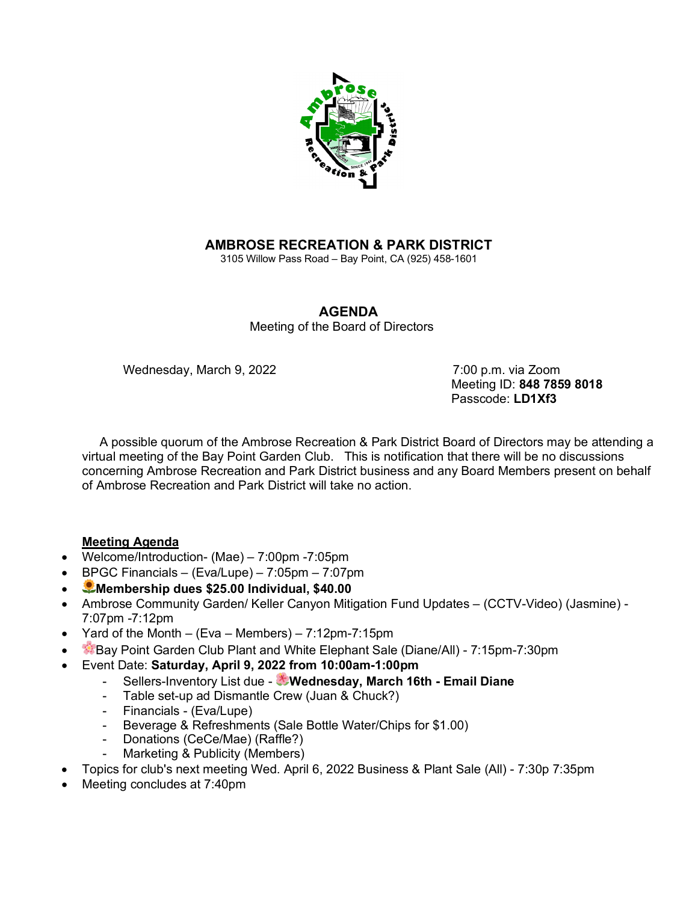# AMBROSE RECREATION & PARK DISTRICT

3105 Willow Pass Road – Bay Point, CA (925) 458-1601

## AGENDA

Meeting of the Board of Directors

Wednesday, March 9, 2022

7:00 p.m. via Zoom
Meeting ID: **848 7859 8018**
Passcode: **LD1Xf3**

A possible quorum of the Ambrose Recreation & Park District Board of Directors may be attending a virtual meeting of the Bay Point Garden Club. This is notification that there will be no discussions concerning Ambrose Recreation and Park District business and any Board Members present on behalf of Ambrose Recreation and Park District will take no action.

**Meeting Agenda**

- Welcome/Introduction- (Mae) – 7:00pm -7:05pm
- BPGC Financials – (Eva/Lupe) – 7:05pm – 7:07pm
- 🌻**Membership dues $25.00 Individual, $40.00**
- Ambrose Community Garden/ Keller Canyon Mitigation Fund Updates – (CCTV-Video) (Jasmine) - 7:07pm -7:12pm
- Yard of the Month – (Eva – Members) – 7:12pm-7:15pm
- 🌸Bay Point Garden Club Plant and White Elephant Sale (Diane/All) - 7:15pm-7:30pm
- Event Date: **Saturday, April 9, 2022 from 10:00am-1:00pm**
  - Sellers-Inventory List due - 🌺**Wednesday, March 16th - Email Diane**
  - Table set-up ad Dismantle Crew (Juan & Chuck?)
  - Financials - (Eva/Lupe)
  - Beverage & Refreshments (Sale Bottle Water/Chips for $1.00)
  - Donations (CeCe/Mae) (Raffle?)
  - Marketing & Publicity (Members)
- Topics for club's next meeting Wed. April 6, 2022 Business & Plant Sale (All) - 7:30p 7:35pm
- Meeting concludes at 7:40pm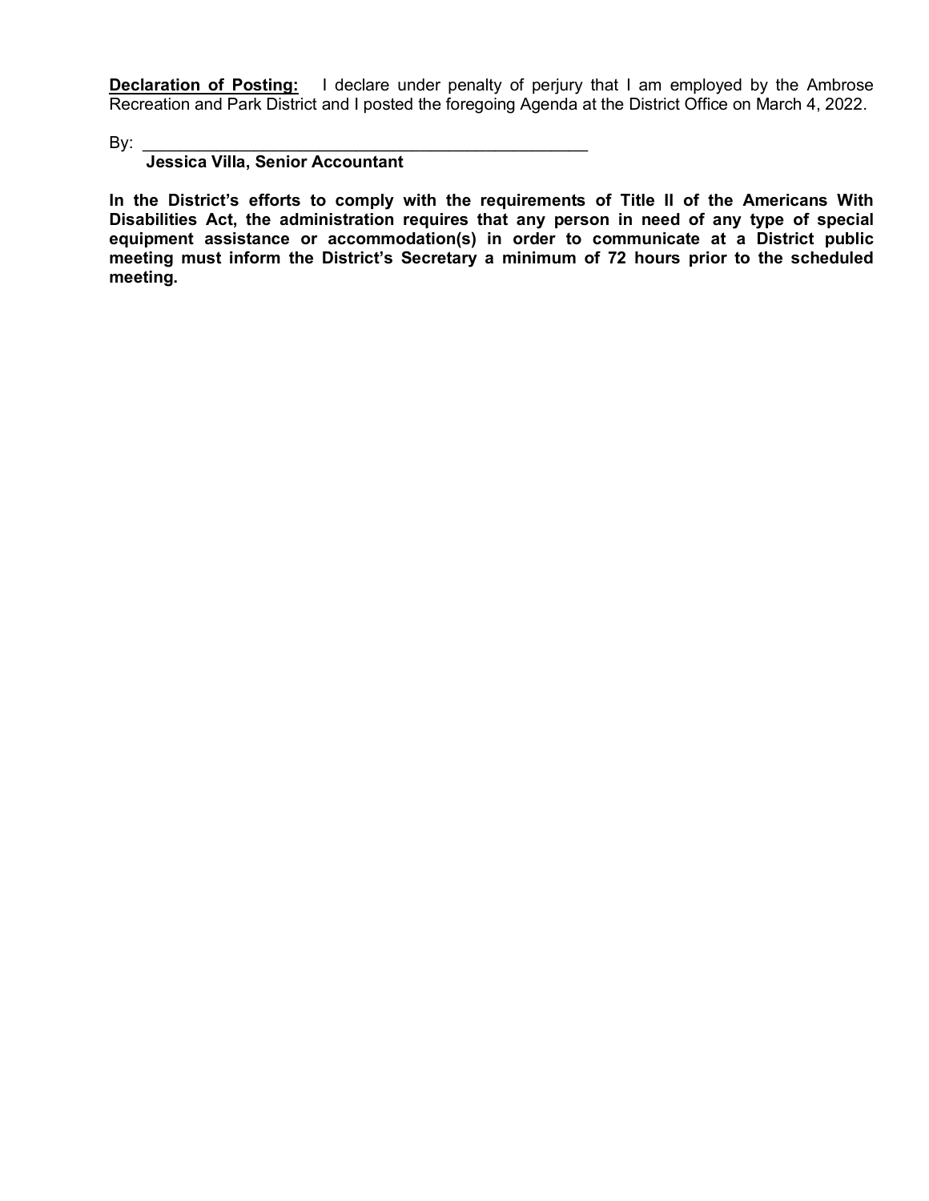**<u>Declaration of Posting:</u>** I declare under penalty of perjury that I am employed by the Ambrose Recreation and Park District and I posted the foregoing Agenda at the District Office on March 4, 2022.

By: ___________________________________________________

**Jessica Villa, Senior Accountant**

**In the District's efforts to comply with the requirements of Title II of the Americans With Disabilities Act, the administration requires that any person in need of any type of special equipment assistance or accommodation(s) in order to communicate at a District public meeting must inform the District's Secretary a minimum of 72 hours prior to the scheduled meeting.**